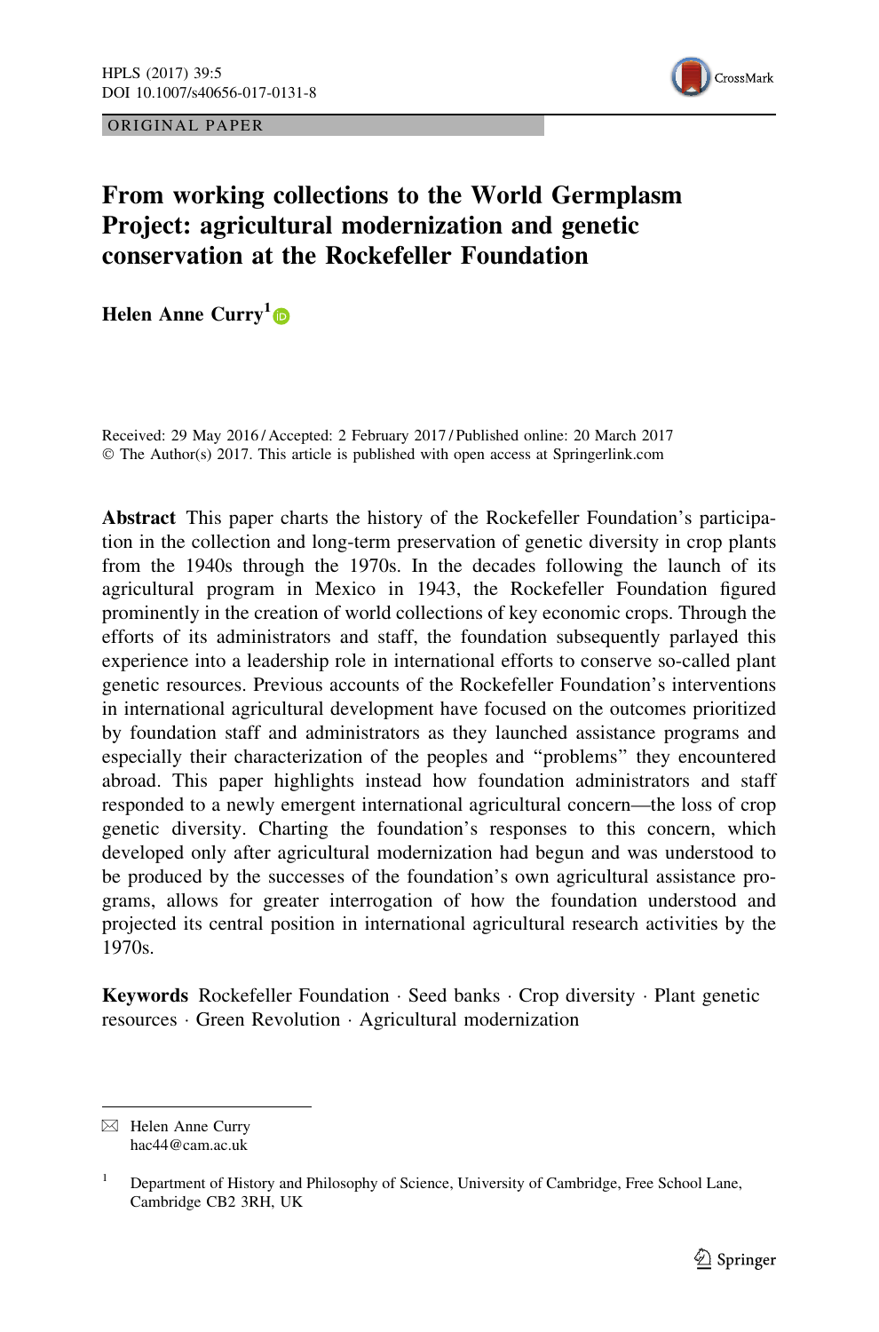ORIGINAL PAPER

# From working collections to the World Germplasm Project: agricultural modernization and genetic conservation at the Rockefeller Foundation

**Helen Anne Curry**[1]

Received: 29 May 2016 / Accepted: 2 February 2017 / Published online: 20 March 2017
© The Author(s) 2017. This article is published with open access at Springerlink.com

**Abstract** This paper charts the history of the Rockefeller Foundation's participation in the collection and long-term preservation of genetic diversity in crop plants from the 1940s through the 1970s. In the decades following the launch of its agricultural program in Mexico in 1943, the Rockefeller Foundation figured prominently in the creation of world collections of key economic crops. Through the efforts of its administrators and staff, the foundation subsequently parlayed this experience into a leadership role in international efforts to conserve so-called plant genetic resources. Previous accounts of the Rockefeller Foundation's interventions in international agricultural development have focused on the outcomes prioritized by foundation staff and administrators as they launched assistance programs and especially their characterization of the peoples and "problems" they encountered abroad. This paper highlights instead how foundation administrators and staff responded to a newly emergent international agricultural concern—the loss of crop genetic diversity. Charting the foundation's responses to this concern, which developed only after agricultural modernization had begun and was understood to be produced by the successes of the foundation's own agricultural assistance programs, allows for greater interrogation of how the foundation understood and projected its central position in international agricultural research activities by the 1970s.

**Keywords** Rockefeller Foundation · Seed banks · Crop diversity · Plant genetic resources · Green Revolution · Agricultural modernization

---

✉ Helen Anne Curry
hac44@cam.ac.uk

[1] Department of History and Philosophy of Science, University of Cambridge, Free School Lane, Cambridge CB2 3RH, UK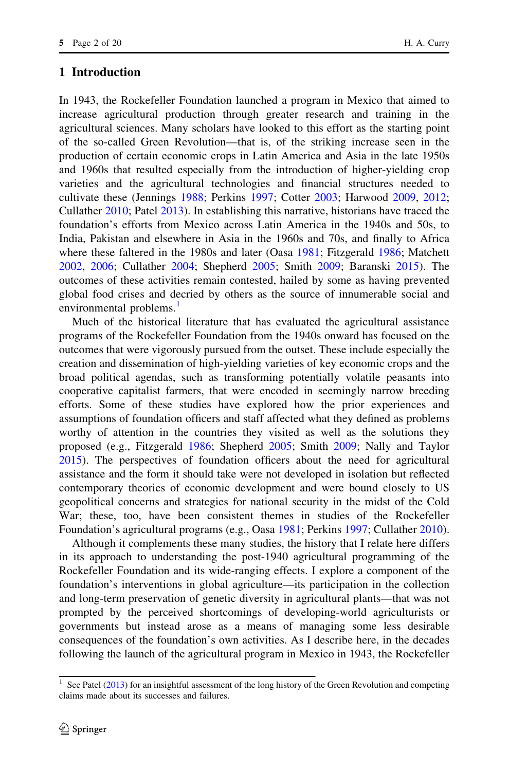## 1 Introduction

In 1943, the Rockefeller Foundation launched a program in Mexico that aimed to increase agricultural production through greater research and training in the agricultural sciences. Many scholars have looked to this effort as the starting point of the so-called Green Revolution—that is, of the striking increase seen in the production of certain economic crops in Latin America and Asia in the late 1950s and 1960s that resulted especially from the introduction of higher-yielding crop varieties and the agricultural technologies and financial structures needed to cultivate these (Jennings 1988; Perkins 1997; Cotter 2003; Harwood 2009, 2012; Cullather 2010; Patel 2013). In establishing this narrative, historians have traced the foundation's efforts from Mexico across Latin America in the 1940s and 50s, to India, Pakistan and elsewhere in Asia in the 1960s and 70s, and finally to Africa where these faltered in the 1980s and later (Oasa 1981; Fitzgerald 1986; Matchett 2002, 2006; Cullather 2004; Shepherd 2005; Smith 2009; Baranski 2015). The outcomes of these activities remain contested, hailed by some as having prevented global food crises and decried by others as the source of innumerable social and environmental problems.[1]

Much of the historical literature that has evaluated the agricultural assistance programs of the Rockefeller Foundation from the 1940s onward has focused on the outcomes that were vigorously pursued from the outset. These include especially the creation and dissemination of high-yielding varieties of key economic crops and the broad political agendas, such as transforming potentially volatile peasants into cooperative capitalist farmers, that were encoded in seemingly narrow breeding efforts. Some of these studies have explored how the prior experiences and assumptions of foundation officers and staff affected what they defined as problems worthy of attention in the countries they visited as well as the solutions they proposed (e.g., Fitzgerald 1986; Shepherd 2005; Smith 2009; Nally and Taylor 2015). The perspectives of foundation officers about the need for agricultural assistance and the form it should take were not developed in isolation but reflected contemporary theories of economic development and were bound closely to US geopolitical concerns and strategies for national security in the midst of the Cold War; these, too, have been consistent themes in studies of the Rockefeller Foundation's agricultural programs (e.g., Oasa 1981; Perkins 1997; Cullather 2010).

Although it complements these many studies, the history that I relate here differs in its approach to understanding the post-1940 agricultural programming of the Rockefeller Foundation and its wide-ranging effects. I explore a component of the foundation's interventions in global agriculture—its participation in the collection and long-term preservation of genetic diversity in agricultural plants—that was not prompted by the perceived shortcomings of developing-world agriculturists or governments but instead arose as a means of managing some less desirable consequences of the foundation's own activities. As I describe here, in the decades following the launch of the agricultural program in Mexico in 1943, the Rockefeller

[1] See Patel (2013) for an insightful assessment of the long history of the Green Revolution and competing claims made about its successes and failures.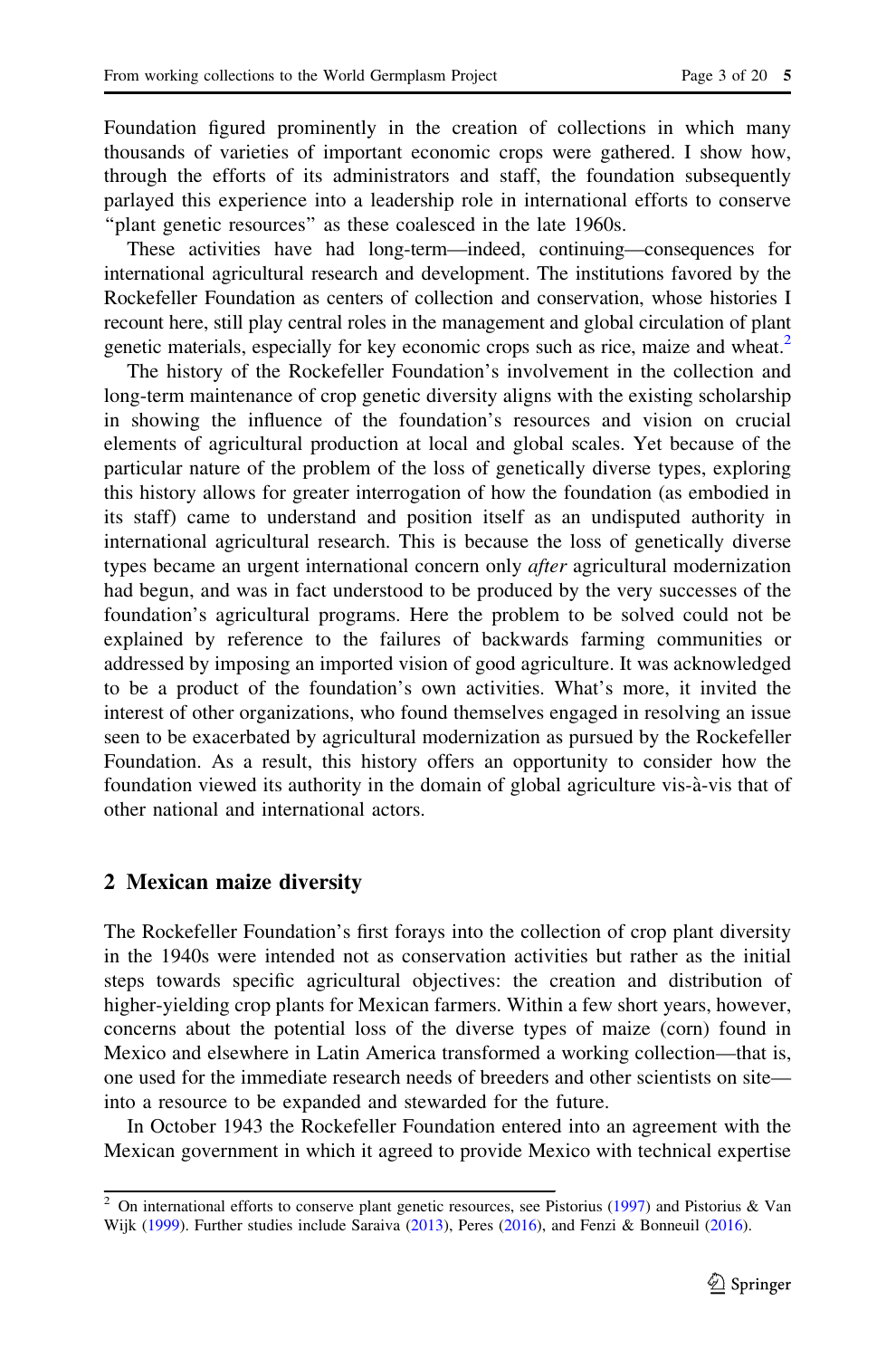Foundation figured prominently in the creation of collections in which many thousands of varieties of important economic crops were gathered. I show how, through the efforts of its administrators and staff, the foundation subsequently parlayed this experience into a leadership role in international efforts to conserve "plant genetic resources" as these coalesced in the late 1960s.

These activities have had long-term—indeed, continuing—consequences for international agricultural research and development. The institutions favored by the Rockefeller Foundation as centers of collection and conservation, whose histories I recount here, still play central roles in the management and global circulation of plant genetic materials, especially for key economic crops such as rice, maize and wheat.[2]

The history of the Rockefeller Foundation's involvement in the collection and long-term maintenance of crop genetic diversity aligns with the existing scholarship in showing the influence of the foundation's resources and vision on crucial elements of agricultural production at local and global scales. Yet because of the particular nature of the problem of the loss of genetically diverse types, exploring this history allows for greater interrogation of how the foundation (as embodied in its staff) came to understand and position itself as an undisputed authority in international agricultural research. This is because the loss of genetically diverse types became an urgent international concern only *after* agricultural modernization had begun, and was in fact understood to be produced by the very successes of the foundation's agricultural programs. Here the problem to be solved could not be explained by reference to the failures of backwards farming communities or addressed by imposing an imported vision of good agriculture. It was acknowledged to be a product of the foundation's own activities. What's more, it invited the interest of other organizations, who found themselves engaged in resolving an issue seen to be exacerbated by agricultural modernization as pursued by the Rockefeller Foundation. As a result, this history offers an opportunity to consider how the foundation viewed its authority in the domain of global agriculture vis-à-vis that of other national and international actors.

## 2 Mexican maize diversity

The Rockefeller Foundation's first forays into the collection of crop plant diversity in the 1940s were intended not as conservation activities but rather as the initial steps towards specific agricultural objectives: the creation and distribution of higher-yielding crop plants for Mexican farmers. Within a few short years, however, concerns about the potential loss of the diverse types of maize (corn) found in Mexico and elsewhere in Latin America transformed a working collection—that is, one used for the immediate research needs of breeders and other scientists on site—into a resource to be expanded and stewarded for the future.

In October 1943 the Rockefeller Foundation entered into an agreement with the Mexican government in which it agreed to provide Mexico with technical expertise

[2] On international efforts to conserve plant genetic resources, see Pistorius (1997) and Pistorius & Van Wijk (1999). Further studies include Saraiva (2013), Peres (2016), and Fenzi & Bonneuil (2016).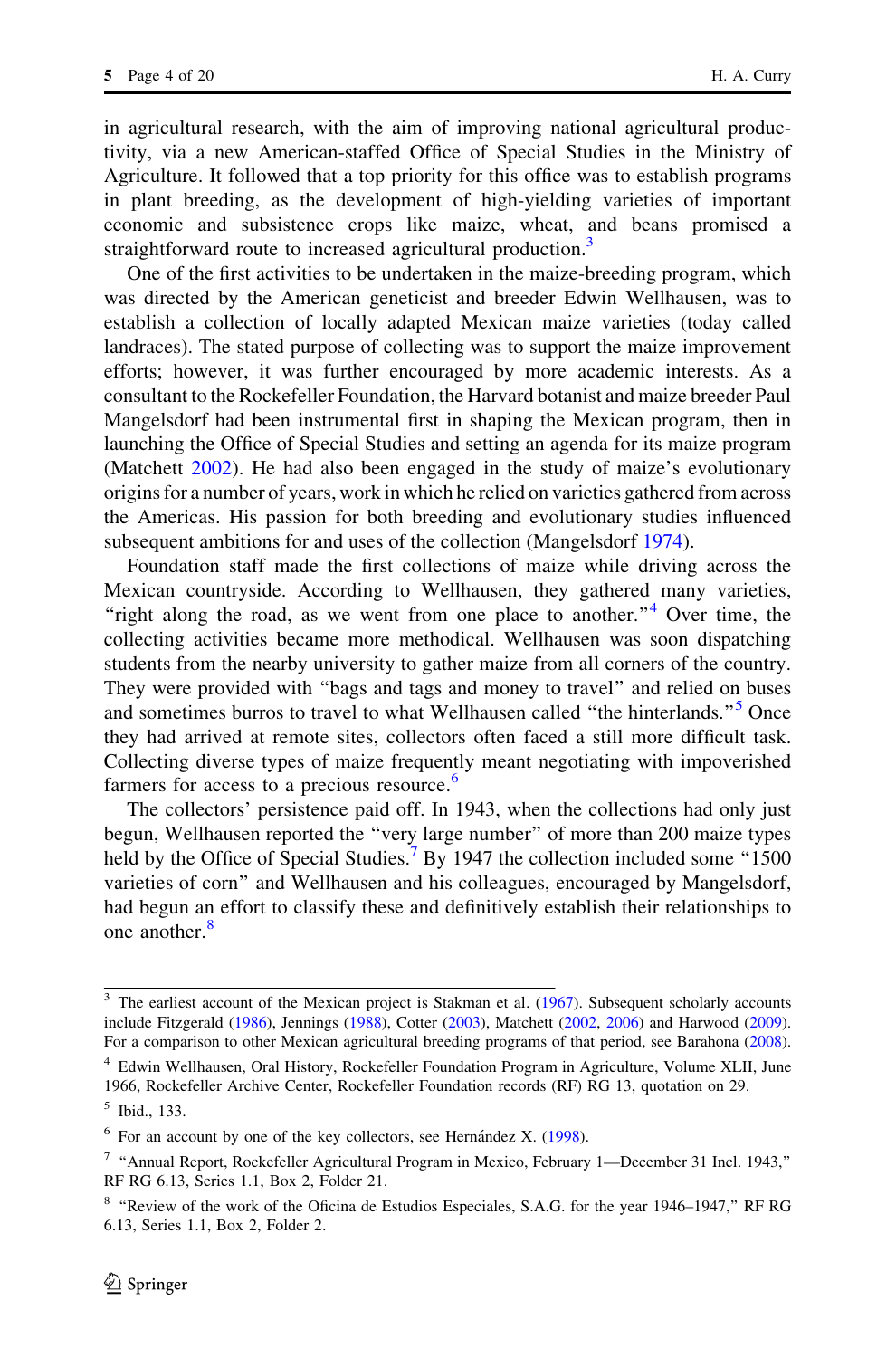in agricultural research, with the aim of improving national agricultural productivity, via a new American-staffed Office of Special Studies in the Ministry of Agriculture. It followed that a top priority for this office was to establish programs in plant breeding, as the development of high-yielding varieties of important economic and subsistence crops like maize, wheat, and beans promised a straightforward route to increased agricultural production.[3]

One of the first activities to be undertaken in the maize-breeding program, which was directed by the American geneticist and breeder Edwin Wellhausen, was to establish a collection of locally adapted Mexican maize varieties (today called landraces). The stated purpose of collecting was to support the maize improvement efforts; however, it was further encouraged by more academic interests. As a consultant to the Rockefeller Foundation, the Harvard botanist and maize breeder Paul Mangelsdorf had been instrumental first in shaping the Mexican program, then in launching the Office of Special Studies and setting an agenda for its maize program (Matchett 2002). He had also been engaged in the study of maize's evolutionary origins for a number of years, work in which he relied on varieties gathered from across the Americas. His passion for both breeding and evolutionary studies influenced subsequent ambitions for and uses of the collection (Mangelsdorf 1974).

Foundation staff made the first collections of maize while driving across the Mexican countryside. According to Wellhausen, they gathered many varieties, "right along the road, as we went from one place to another."[4] Over time, the collecting activities became more methodical. Wellhausen was soon dispatching students from the nearby university to gather maize from all corners of the country. They were provided with "bags and tags and money to travel" and relied on buses and sometimes burros to travel to what Wellhausen called "the hinterlands."[5] Once they had arrived at remote sites, collectors often faced a still more difficult task. Collecting diverse types of maize frequently meant negotiating with impoverished farmers for access to a precious resource.[6]

The collectors' persistence paid off. In 1943, when the collections had only just begun, Wellhausen reported the "very large number" of more than 200 maize types held by the Office of Special Studies.[7] By 1947 the collection included some "1500 varieties of corn" and Wellhausen and his colleagues, encouraged by Mangelsdorf, had begun an effort to classify these and definitively establish their relationships to one another.[8]

---

[3] The earliest account of the Mexican project is Stakman et al. (1967). Subsequent scholarly accounts include Fitzgerald (1986), Jennings (1988), Cotter (2003), Matchett (2002, 2006) and Harwood (2009). For a comparison to other Mexican agricultural breeding programs of that period, see Barahona (2008).

[4] Edwin Wellhausen, Oral History, Rockefeller Foundation Program in Agriculture, Volume XLII, June 1966, Rockefeller Archive Center, Rockefeller Foundation records (RF) RG 13, quotation on 29.

[5] Ibid., 133.

[6] For an account by one of the key collectors, see Hernández X. (1998).

[7] "Annual Report, Rockefeller Agricultural Program in Mexico, February 1—December 31 Incl. 1943," RF RG 6.13, Series 1.1, Box 2, Folder 21.

[8] "Review of the work of the Oficina de Estudios Especiales, S.A.G. for the year 1946–1947," RF RG 6.13, Series 1.1, Box 2, Folder 2.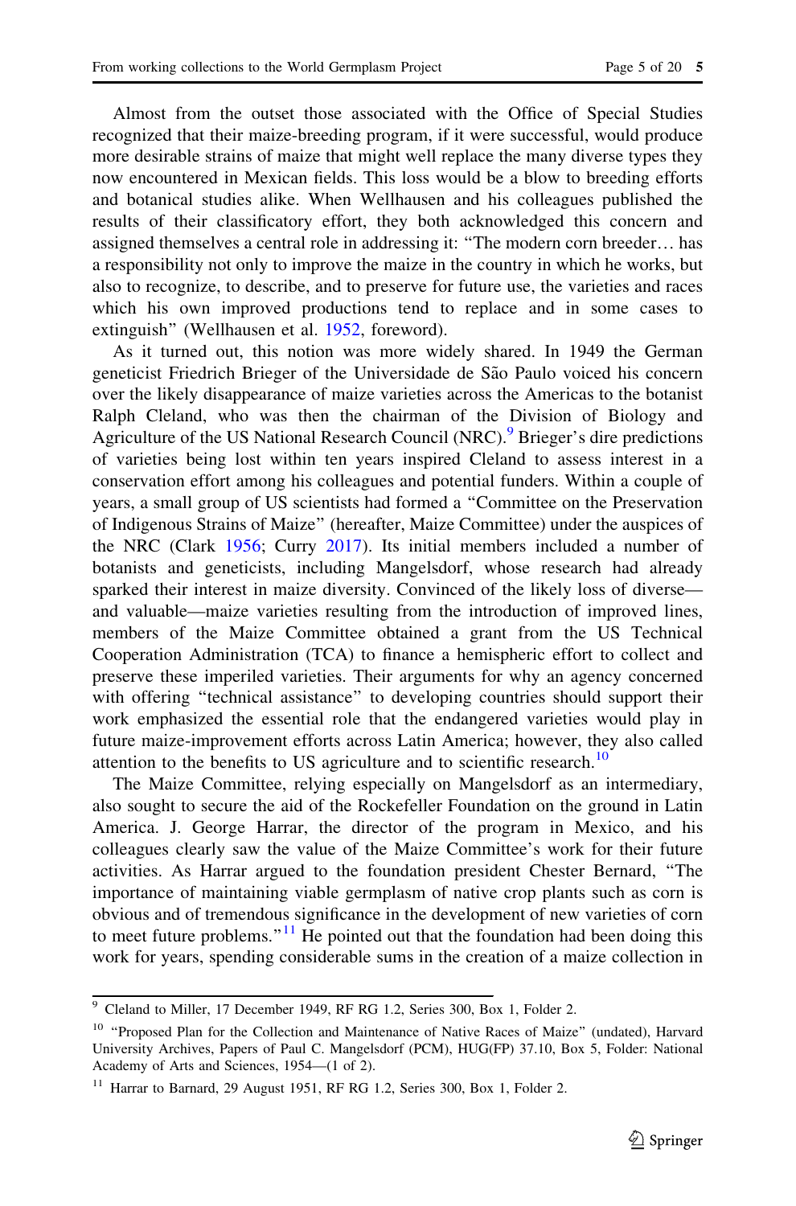Almost from the outset those associated with the Office of Special Studies recognized that their maize-breeding program, if it were successful, would produce more desirable strains of maize that might well replace the many diverse types they now encountered in Mexican fields. This loss would be a blow to breeding efforts and botanical studies alike. When Wellhausen and his colleagues published the results of their classificatory effort, they both acknowledged this concern and assigned themselves a central role in addressing it: "The modern corn breeder… has a responsibility not only to improve the maize in the country in which he works, but also to recognize, to describe, and to preserve for future use, the varieties and races which his own improved productions tend to replace and in some cases to extinguish" (Wellhausen et al. 1952, foreword).

As it turned out, this notion was more widely shared. In 1949 the German geneticist Friedrich Brieger of the Universidade de São Paulo voiced his concern over the likely disappearance of maize varieties across the Americas to the botanist Ralph Cleland, who was then the chairman of the Division of Biology and Agriculture of the US National Research Council (NRC).[9] Brieger's dire predictions of varieties being lost within ten years inspired Cleland to assess interest in a conservation effort among his colleagues and potential funders. Within a couple of years, a small group of US scientists had formed a "Committee on the Preservation of Indigenous Strains of Maize" (hereafter, Maize Committee) under the auspices of the NRC (Clark 1956; Curry 2017). Its initial members included a number of botanists and geneticists, including Mangelsdorf, whose research had already sparked their interest in maize diversity. Convinced of the likely loss of diverse—and valuable—maize varieties resulting from the introduction of improved lines, members of the Maize Committee obtained a grant from the US Technical Cooperation Administration (TCA) to finance a hemispheric effort to collect and preserve these imperiled varieties. Their arguments for why an agency concerned with offering "technical assistance" to developing countries should support their work emphasized the essential role that the endangered varieties would play in future maize-improvement efforts across Latin America; however, they also called attention to the benefits to US agriculture and to scientific research.[10]

The Maize Committee, relying especially on Mangelsdorf as an intermediary, also sought to secure the aid of the Rockefeller Foundation on the ground in Latin America. J. George Harrar, the director of the program in Mexico, and his colleagues clearly saw the value of the Maize Committee's work for their future activities. As Harrar argued to the foundation president Chester Bernard, "The importance of maintaining viable germplasm of native crop plants such as corn is obvious and of tremendous significance in the development of new varieties of corn to meet future problems."[11] He pointed out that the foundation had been doing this work for years, spending considerable sums in the creation of a maize collection in

---

[9] Cleland to Miller, 17 December 1949, RF RG 1.2, Series 300, Box 1, Folder 2.

[10] "Proposed Plan for the Collection and Maintenance of Native Races of Maize" (undated), Harvard University Archives, Papers of Paul C. Mangelsdorf (PCM), HUG(FP) 37.10, Box 5, Folder: National Academy of Arts and Sciences, 1954—(1 of 2).

[11] Harrar to Barnard, 29 August 1951, RF RG 1.2, Series 300, Box 1, Folder 2.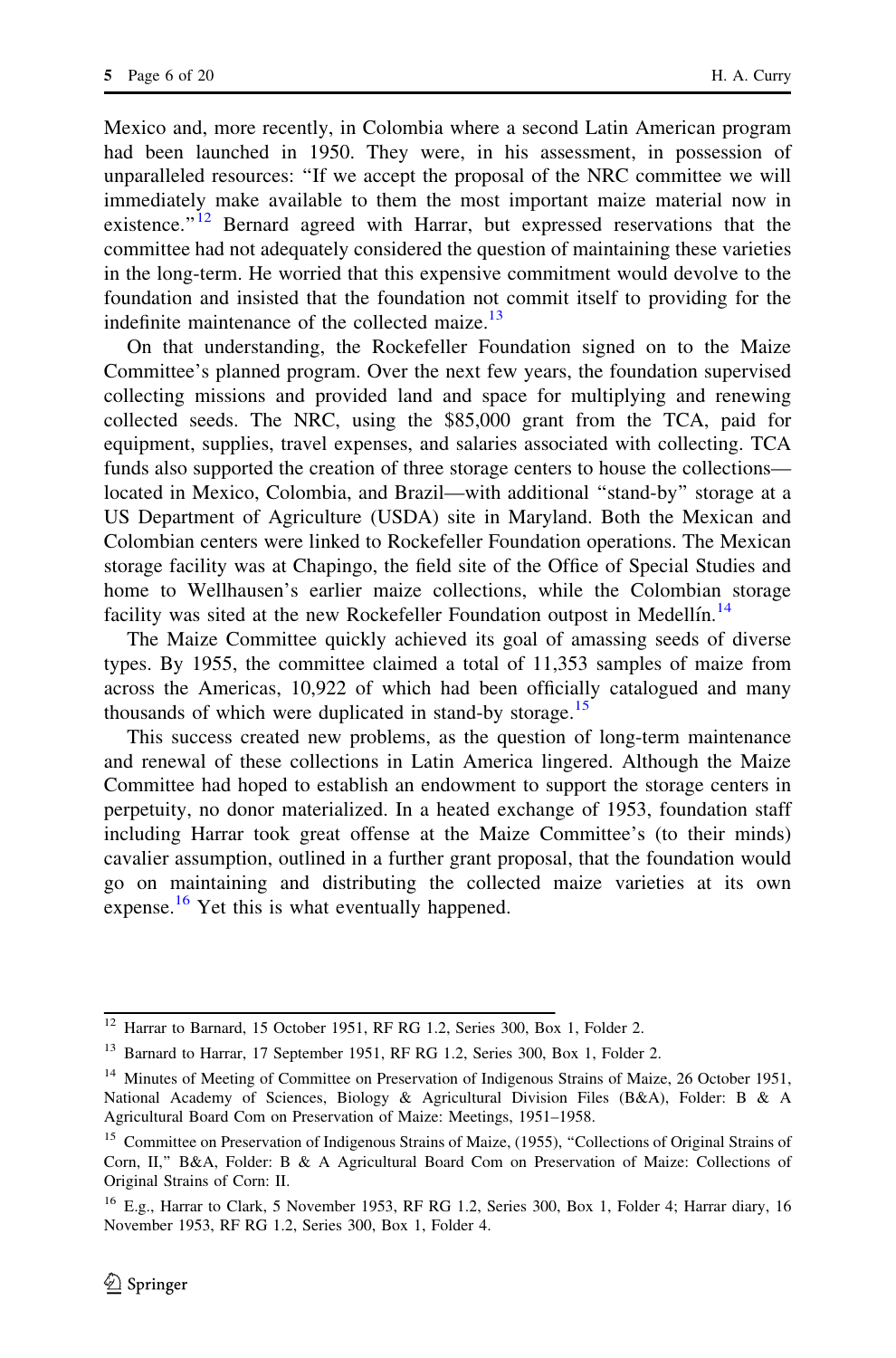Mexico and, more recently, in Colombia where a second Latin American program had been launched in 1950. They were, in his assessment, in possession of unparalleled resources: "If we accept the proposal of the NRC committee we will immediately make available to them the most important maize material now in existence."[12] Bernard agreed with Harrar, but expressed reservations that the committee had not adequately considered the question of maintaining these varieties in the long-term. He worried that this expensive commitment would devolve to the foundation and insisted that the foundation not commit itself to providing for the indefinite maintenance of the collected maize.[13]

On that understanding, the Rockefeller Foundation signed on to the Maize Committee's planned program. Over the next few years, the foundation supervised collecting missions and provided land and space for multiplying and renewing collected seeds. The NRC, using the $85,000 grant from the TCA, paid for equipment, supplies, travel expenses, and salaries associated with collecting. TCA funds also supported the creation of three storage centers to house the collections—located in Mexico, Colombia, and Brazil—with additional "stand-by" storage at a US Department of Agriculture (USDA) site in Maryland. Both the Mexican and Colombian centers were linked to Rockefeller Foundation operations. The Mexican storage facility was at Chapingo, the field site of the Office of Special Studies and home to Wellhausen's earlier maize collections, while the Colombian storage facility was sited at the new Rockefeller Foundation outpost in Medellín.[14]

The Maize Committee quickly achieved its goal of amassing seeds of diverse types. By 1955, the committee claimed a total of 11,353 samples of maize from across the Americas, 10,922 of which had been officially catalogued and many thousands of which were duplicated in stand-by storage.[15]

This success created new problems, as the question of long-term maintenance and renewal of these collections in Latin America lingered. Although the Maize Committee had hoped to establish an endowment to support the storage centers in perpetuity, no donor materialized. In a heated exchange of 1953, foundation staff including Harrar took great offense at the Maize Committee's (to their minds) cavalier assumption, outlined in a further grant proposal, that the foundation would go on maintaining and distributing the collected maize varieties at its own expense.[16] Yet this is what eventually happened.

---

[12] Harrar to Barnard, 15 October 1951, RF RG 1.2, Series 300, Box 1, Folder 2.

[13] Barnard to Harrar, 17 September 1951, RF RG 1.2, Series 300, Box 1, Folder 2.

[14] Minutes of Meeting of Committee on Preservation of Indigenous Strains of Maize, 26 October 1951, National Academy of Sciences, Biology & Agricultural Division Files (B&A), Folder: B & A Agricultural Board Com on Preservation of Maize: Meetings, 1951–1958.

[15] Committee on Preservation of Indigenous Strains of Maize, (1955), "Collections of Original Strains of Corn, II," B&A, Folder: B & A Agricultural Board Com on Preservation of Maize: Collections of Original Strains of Corn: II.

[16] E.g., Harrar to Clark, 5 November 1953, RF RG 1.2, Series 300, Box 1, Folder 4; Harrar diary, 16 November 1953, RF RG 1.2, Series 300, Box 1, Folder 4.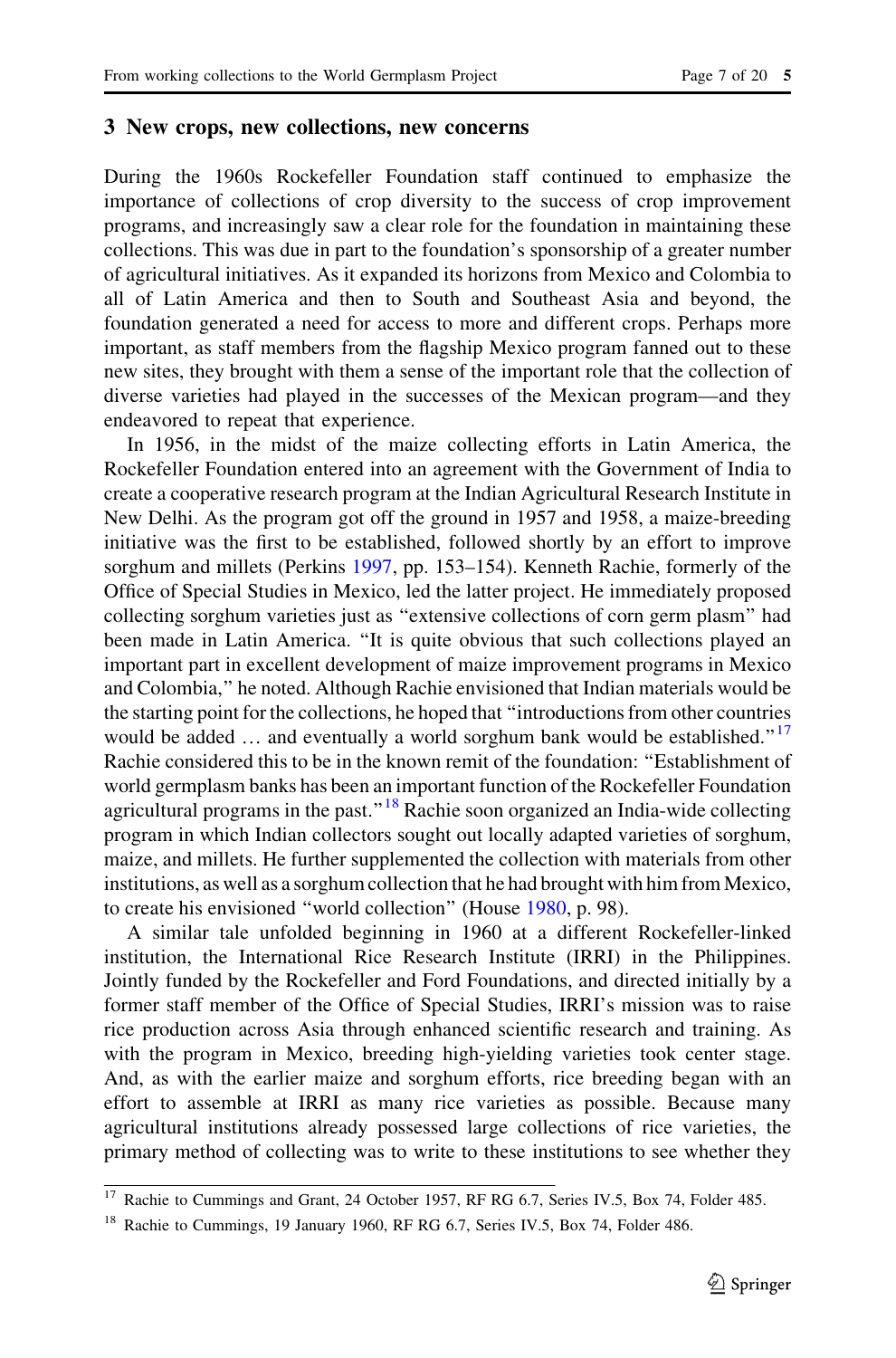## 3 New crops, new collections, new concerns

During the 1960s Rockefeller Foundation staff continued to emphasize the importance of collections of crop diversity to the success of crop improvement programs, and increasingly saw a clear role for the foundation in maintaining these collections. This was due in part to the foundation's sponsorship of a greater number of agricultural initiatives. As it expanded its horizons from Mexico and Colombia to all of Latin America and then to South and Southeast Asia and beyond, the foundation generated a need for access to more and different crops. Perhaps more important, as staff members from the flagship Mexico program fanned out to these new sites, they brought with them a sense of the important role that the collection of diverse varieties had played in the successes of the Mexican program—and they endeavored to repeat that experience.

In 1956, in the midst of the maize collecting efforts in Latin America, the Rockefeller Foundation entered into an agreement with the Government of India to create a cooperative research program at the Indian Agricultural Research Institute in New Delhi. As the program got off the ground in 1957 and 1958, a maize-breeding initiative was the first to be established, followed shortly by an effort to improve sorghum and millets (Perkins 1997, pp. 153–154). Kenneth Rachie, formerly of the Office of Special Studies in Mexico, led the latter project. He immediately proposed collecting sorghum varieties just as "extensive collections of corn germ plasm" had been made in Latin America. "It is quite obvious that such collections played an important part in excellent development of maize improvement programs in Mexico and Colombia," he noted. Although Rachie envisioned that Indian materials would be the starting point for the collections, he hoped that "introductions from other countries would be added … and eventually a world sorghum bank would be established."[17] Rachie considered this to be in the known remit of the foundation: "Establishment of world germplasm banks has been an important function of the Rockefeller Foundation agricultural programs in the past."[18] Rachie soon organized an India-wide collecting program in which Indian collectors sought out locally adapted varieties of sorghum, maize, and millets. He further supplemented the collection with materials from other institutions, as well as a sorghum collection that he had brought with him from Mexico, to create his envisioned "world collection" (House 1980, p. 98).

A similar tale unfolded beginning in 1960 at a different Rockefeller-linked institution, the International Rice Research Institute (IRRI) in the Philippines. Jointly funded by the Rockefeller and Ford Foundations, and directed initially by a former staff member of the Office of Special Studies, IRRI's mission was to raise rice production across Asia through enhanced scientific research and training. As with the program in Mexico, breeding high-yielding varieties took center stage. And, as with the earlier maize and sorghum efforts, rice breeding began with an effort to assemble at IRRI as many rice varieties as possible. Because many agricultural institutions already possessed large collections of rice varieties, the primary method of collecting was to write to these institutions to see whether they

---

[17] Rachie to Cummings and Grant, 24 October 1957, RF RG 6.7, Series IV.5, Box 74, Folder 485.

[18] Rachie to Cummings, 19 January 1960, RF RG 6.7, Series IV.5, Box 74, Folder 486.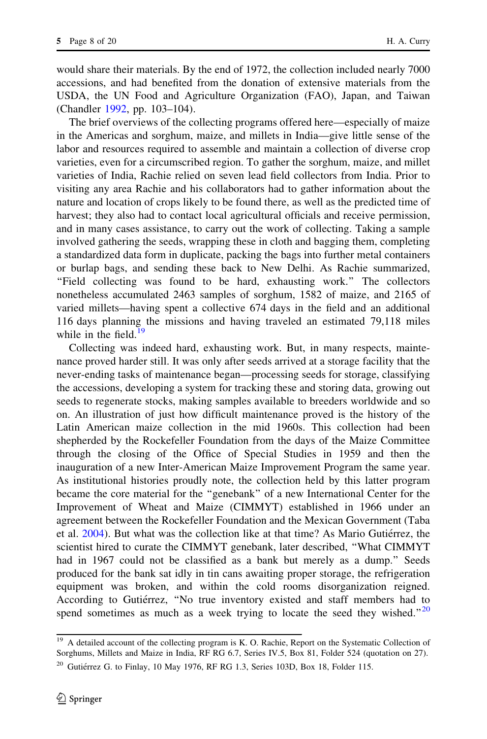would share their materials. By the end of 1972, the collection included nearly 7000 accessions, and had benefited from the donation of extensive materials from the USDA, the UN Food and Agriculture Organization (FAO), Japan, and Taiwan (Chandler 1992, pp. 103–104).

The brief overviews of the collecting programs offered here—especially of maize in the Americas and sorghum, maize, and millets in India—give little sense of the labor and resources required to assemble and maintain a collection of diverse crop varieties, even for a circumscribed region. To gather the sorghum, maize, and millet varieties of India, Rachie relied on seven lead field collectors from India. Prior to visiting any area Rachie and his collaborators had to gather information about the nature and location of crops likely to be found there, as well as the predicted time of harvest; they also had to contact local agricultural officials and receive permission, and in many cases assistance, to carry out the work of collecting. Taking a sample involved gathering the seeds, wrapping these in cloth and bagging them, completing a standardized data form in duplicate, packing the bags into further metal containers or burlap bags, and sending these back to New Delhi. As Rachie summarized, "Field collecting was found to be hard, exhausting work." The collectors nonetheless accumulated 2463 samples of sorghum, 1582 of maize, and 2165 of varied millets—having spent a collective 674 days in the field and an additional 116 days planning the missions and having traveled an estimated 79,118 miles while in the field.[19]

Collecting was indeed hard, exhausting work. But, in many respects, maintenance proved harder still. It was only after seeds arrived at a storage facility that the never-ending tasks of maintenance began—processing seeds for storage, classifying the accessions, developing a system for tracking these and storing data, growing out seeds to regenerate stocks, making samples available to breeders worldwide and so on. An illustration of just how difficult maintenance proved is the history of the Latin American maize collection in the mid 1960s. This collection had been shepherded by the Rockefeller Foundation from the days of the Maize Committee through the closing of the Office of Special Studies in 1959 and then the inauguration of a new Inter-American Maize Improvement Program the same year. As institutional histories proudly note, the collection held by this latter program became the core material for the "genebank" of a new International Center for the Improvement of Wheat and Maize (CIMMYT) established in 1966 under an agreement between the Rockefeller Foundation and the Mexican Government (Taba et al. 2004). But what was the collection like at that time? As Mario Gutiérrez, the scientist hired to curate the CIMMYT genebank, later described, "What CIMMYT had in 1967 could not be classified as a bank but merely as a dump." Seeds produced for the bank sat idly in tin cans awaiting proper storage, the refrigeration equipment was broken, and within the cold rooms disorganization reigned. According to Gutiérrez, "No true inventory existed and staff members had to spend sometimes as much as a week trying to locate the seed they wished."[20]

[19] A detailed account of the collecting program is K. O. Rachie, Report on the Systematic Collection of Sorghums, Millets and Maize in India, RF RG 6.7, Series IV.5, Box 81, Folder 524 (quotation on 27).

[20] Gutiérrez G. to Finlay, 10 May 1976, RF RG 1.3, Series 103D, Box 18, Folder 115.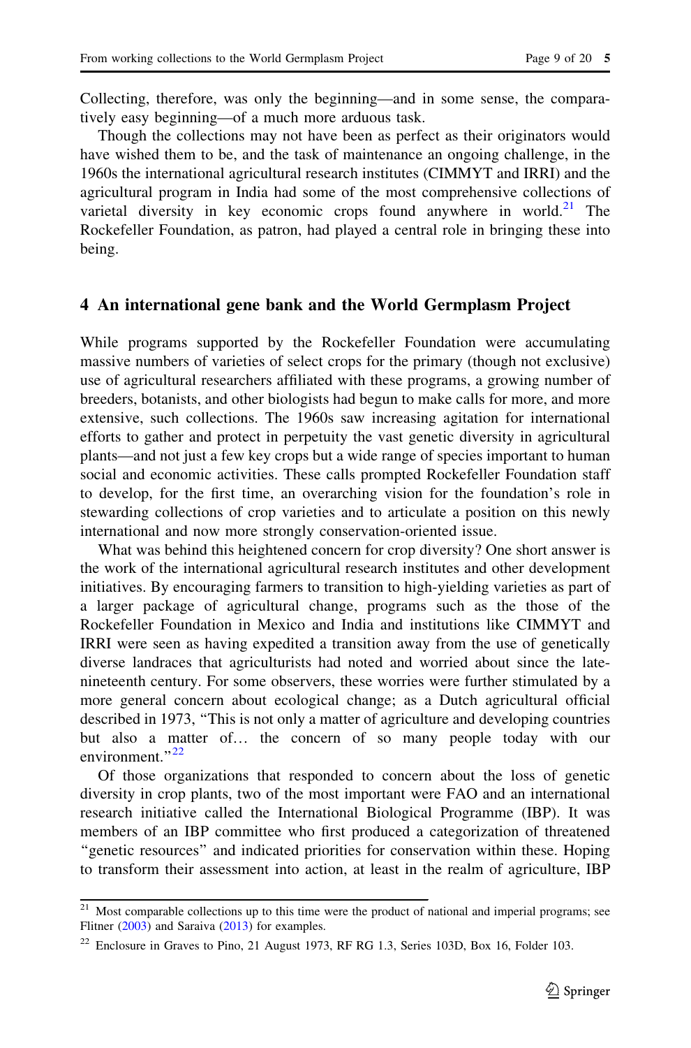Collecting, therefore, was only the beginning—and in some sense, the comparatively easy beginning—of a much more arduous task.

Though the collections may not have been as perfect as their originators would have wished them to be, and the task of maintenance an ongoing challenge, in the 1960s the international agricultural research institutes (CIMMYT and IRRI) and the agricultural program in India had some of the most comprehensive collections of varietal diversity in key economic crops found anywhere in world.[21] The Rockefeller Foundation, as patron, had played a central role in bringing these into being.

## 4 An international gene bank and the World Germplasm Project

While programs supported by the Rockefeller Foundation were accumulating massive numbers of varieties of select crops for the primary (though not exclusive) use of agricultural researchers affiliated with these programs, a growing number of breeders, botanists, and other biologists had begun to make calls for more, and more extensive, such collections. The 1960s saw increasing agitation for international efforts to gather and protect in perpetuity the vast genetic diversity in agricultural plants—and not just a few key crops but a wide range of species important to human social and economic activities. These calls prompted Rockefeller Foundation staff to develop, for the first time, an overarching vision for the foundation's role in stewarding collections of crop varieties and to articulate a position on this newly international and now more strongly conservation-oriented issue.

What was behind this heightened concern for crop diversity? One short answer is the work of the international agricultural research institutes and other development initiatives. By encouraging farmers to transition to high-yielding varieties as part of a larger package of agricultural change, programs such as the those of the Rockefeller Foundation in Mexico and India and institutions like CIMMYT and IRRI were seen as having expedited a transition away from the use of genetically diverse landraces that agriculturists had noted and worried about since the late-nineteenth century. For some observers, these worries were further stimulated by a more general concern about ecological change; as a Dutch agricultural official described in 1973, "This is not only a matter of agriculture and developing countries but also a matter of… the concern of so many people today with our environment."[22]

Of those organizations that responded to concern about the loss of genetic diversity in crop plants, two of the most important were FAO and an international research initiative called the International Biological Programme (IBP). It was members of an IBP committee who first produced a categorization of threatened "genetic resources" and indicated priorities for conservation within these. Hoping to transform their assessment into action, at least in the realm of agriculture, IBP

[21] Most comparable collections up to this time were the product of national and imperial programs; see Flitner (2003) and Saraiva (2013) for examples.

[22] Enclosure in Graves to Pino, 21 August 1973, RF RG 1.3, Series 103D, Box 16, Folder 103.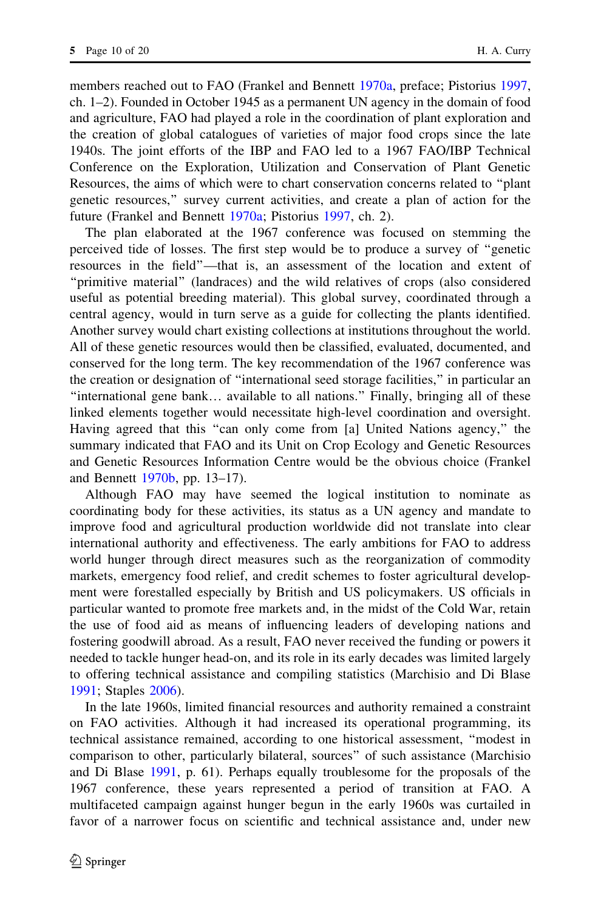members reached out to FAO (Frankel and Bennett 1970a, preface; Pistorius 1997, ch. 1–2). Founded in October 1945 as a permanent UN agency in the domain of food and agriculture, FAO had played a role in the coordination of plant exploration and the creation of global catalogues of varieties of major food crops since the late 1940s. The joint efforts of the IBP and FAO led to a 1967 FAO/IBP Technical Conference on the Exploration, Utilization and Conservation of Plant Genetic Resources, the aims of which were to chart conservation concerns related to "plant genetic resources," survey current activities, and create a plan of action for the future (Frankel and Bennett 1970a; Pistorius 1997, ch. 2).

The plan elaborated at the 1967 conference was focused on stemming the perceived tide of losses. The first step would be to produce a survey of "genetic resources in the field"—that is, an assessment of the location and extent of "primitive material" (landraces) and the wild relatives of crops (also considered useful as potential breeding material). This global survey, coordinated through a central agency, would in turn serve as a guide for collecting the plants identified. Another survey would chart existing collections at institutions throughout the world. All of these genetic resources would then be classified, evaluated, documented, and conserved for the long term. The key recommendation of the 1967 conference was the creation or designation of "international seed storage facilities," in particular an "international gene bank… available to all nations." Finally, bringing all of these linked elements together would necessitate high-level coordination and oversight. Having agreed that this "can only come from [a] United Nations agency," the summary indicated that FAO and its Unit on Crop Ecology and Genetic Resources and Genetic Resources Information Centre would be the obvious choice (Frankel and Bennett 1970b, pp. 13–17).

Although FAO may have seemed the logical institution to nominate as coordinating body for these activities, its status as a UN agency and mandate to improve food and agricultural production worldwide did not translate into clear international authority and effectiveness. The early ambitions for FAO to address world hunger through direct measures such as the reorganization of commodity markets, emergency food relief, and credit schemes to foster agricultural development were forestalled especially by British and US policymakers. US officials in particular wanted to promote free markets and, in the midst of the Cold War, retain the use of food aid as means of influencing leaders of developing nations and fostering goodwill abroad. As a result, FAO never received the funding or powers it needed to tackle hunger head-on, and its role in its early decades was limited largely to offering technical assistance and compiling statistics (Marchisio and Di Blase 1991; Staples 2006).

In the late 1960s, limited financial resources and authority remained a constraint on FAO activities. Although it had increased its operational programming, its technical assistance remained, according to one historical assessment, "modest in comparison to other, particularly bilateral, sources" of such assistance (Marchisio and Di Blase 1991, p. 61). Perhaps equally troublesome for the proposals of the 1967 conference, these years represented a period of transition at FAO. A multifaceted campaign against hunger begun in the early 1960s was curtailed in favor of a narrower focus on scientific and technical assistance and, under new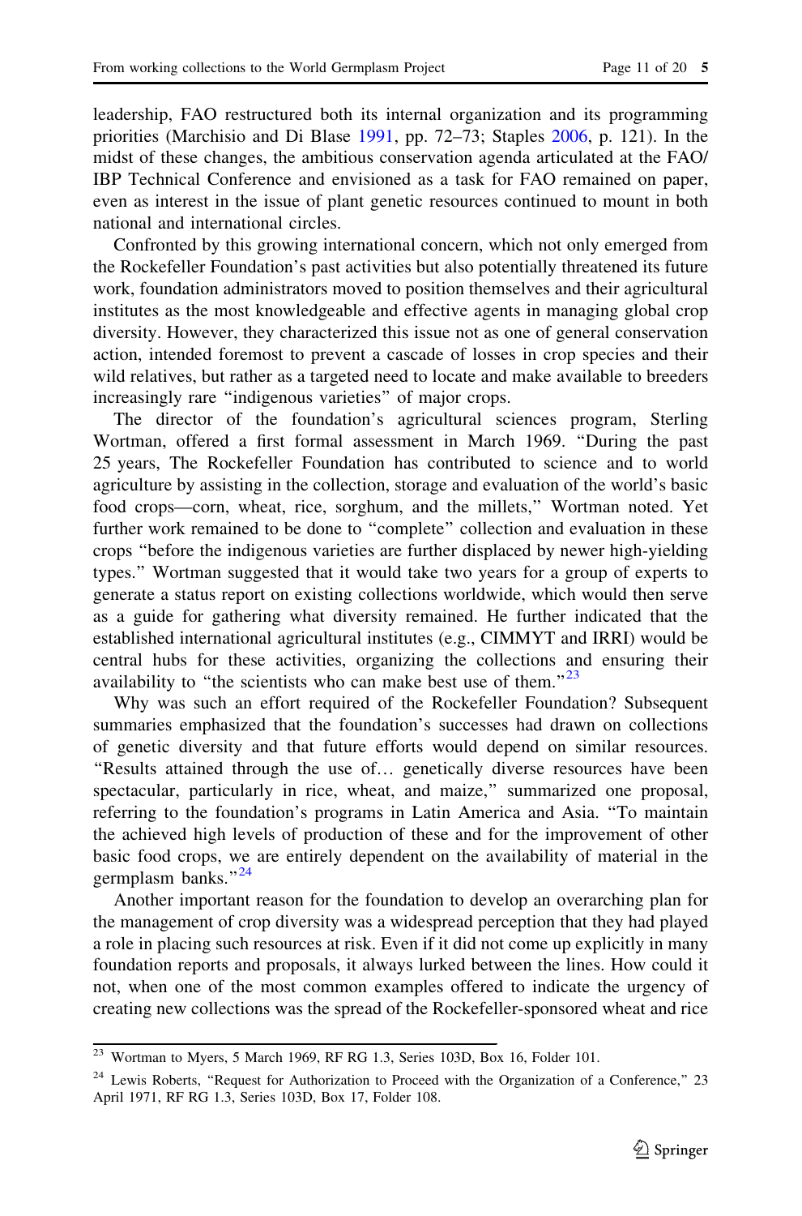leadership, FAO restructured both its internal organization and its programming priorities (Marchisio and Di Blase 1991, pp. 72–73; Staples 2006, p. 121). In the midst of these changes, the ambitious conservation agenda articulated at the FAO/IBP Technical Conference and envisioned as a task for FAO remained on paper, even as interest in the issue of plant genetic resources continued to mount in both national and international circles.

Confronted by this growing international concern, which not only emerged from the Rockefeller Foundation's past activities but also potentially threatened its future work, foundation administrators moved to position themselves and their agricultural institutes as the most knowledgeable and effective agents in managing global crop diversity. However, they characterized this issue not as one of general conservation action, intended foremost to prevent a cascade of losses in crop species and their wild relatives, but rather as a targeted need to locate and make available to breeders increasingly rare "indigenous varieties" of major crops.

The director of the foundation's agricultural sciences program, Sterling Wortman, offered a first formal assessment in March 1969. "During the past 25 years, The Rockefeller Foundation has contributed to science and to world agriculture by assisting in the collection, storage and evaluation of the world's basic food crops—corn, wheat, rice, sorghum, and the millets," Wortman noted. Yet further work remained to be done to "complete" collection and evaluation in these crops "before the indigenous varieties are further displaced by newer high-yielding types." Wortman suggested that it would take two years for a group of experts to generate a status report on existing collections worldwide, which would then serve as a guide for gathering what diversity remained. He further indicated that the established international agricultural institutes (e.g., CIMMYT and IRRI) would be central hubs for these activities, organizing the collections and ensuring their availability to "the scientists who can make best use of them."[23]

Why was such an effort required of the Rockefeller Foundation? Subsequent summaries emphasized that the foundation's successes had drawn on collections of genetic diversity and that future efforts would depend on similar resources. "Results attained through the use of… genetically diverse resources have been spectacular, particularly in rice, wheat, and maize," summarized one proposal, referring to the foundation's programs in Latin America and Asia. "To maintain the achieved high levels of production of these and for the improvement of other basic food crops, we are entirely dependent on the availability of material in the germplasm banks."[24]

Another important reason for the foundation to develop an overarching plan for the management of crop diversity was a widespread perception that they had played a role in placing such resources at risk. Even if it did not come up explicitly in many foundation reports and proposals, it always lurked between the lines. How could it not, when one of the most common examples offered to indicate the urgency of creating new collections was the spread of the Rockefeller-sponsored wheat and rice

[23] Wortman to Myers, 5 March 1969, RF RG 1.3, Series 103D, Box 16, Folder 101.

[24] Lewis Roberts, "Request for Authorization to Proceed with the Organization of a Conference," 23 April 1971, RF RG 1.3, Series 103D, Box 17, Folder 108.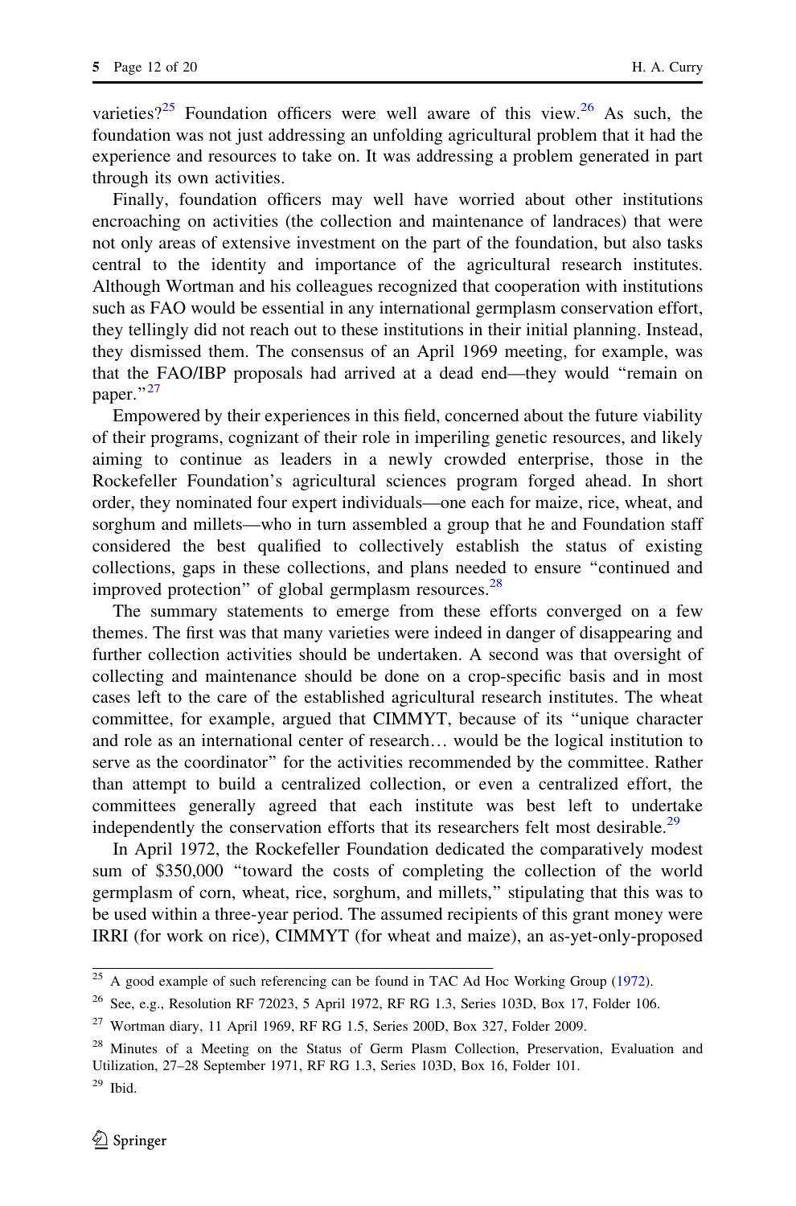varieties?[25] Foundation officers were well aware of this view.[26] As such, the foundation was not just addressing an unfolding agricultural problem that it had the experience and resources to take on. It was addressing a problem generated in part through its own activities.

Finally, foundation officers may well have worried about other institutions encroaching on activities (the collection and maintenance of landraces) that were not only areas of extensive investment on the part of the foundation, but also tasks central to the identity and importance of the agricultural research institutes. Although Wortman and his colleagues recognized that cooperation with institutions such as FAO would be essential in any international germplasm conservation effort, they tellingly did not reach out to these institutions in their initial planning. Instead, they dismissed them. The consensus of an April 1969 meeting, for example, was that the FAO/IBP proposals had arrived at a dead end—they would "remain on paper."[27]

Empowered by their experiences in this field, concerned about the future viability of their programs, cognizant of their role in imperiling genetic resources, and likely aiming to continue as leaders in a newly crowded enterprise, those in the Rockefeller Foundation's agricultural sciences program forged ahead. In short order, they nominated four expert individuals—one each for maize, rice, wheat, and sorghum and millets—who in turn assembled a group that he and Foundation staff considered the best qualified to collectively establish the status of existing collections, gaps in these collections, and plans needed to ensure "continued and improved protection" of global germplasm resources.[28]

The summary statements to emerge from these efforts converged on a few themes. The first was that many varieties were indeed in danger of disappearing and further collection activities should be undertaken. A second was that oversight of collecting and maintenance should be done on a crop-specific basis and in most cases left to the care of the established agricultural research institutes. The wheat committee, for example, argued that CIMMYT, because of its "unique character and role as an international center of research… would be the logical institution to serve as the coordinator" for the activities recommended by the committee. Rather than attempt to build a centralized collection, or even a centralized effort, the committees generally agreed that each institute was best left to undertake independently the conservation efforts that its researchers felt most desirable.[29]

In April 1972, the Rockefeller Foundation dedicated the comparatively modest sum of $350,000 "toward the costs of completing the collection of the world germplasm of corn, wheat, rice, sorghum, and millets," stipulating that this was to be used within a three-year period. The assumed recipients of this grant money were IRRI (for work on rice), CIMMYT (for wheat and maize), an as-yet-only-proposed

[25] A good example of such referencing can be found in TAC Ad Hoc Working Group (1972).

[26] See, e.g., Resolution RF 72023, 5 April 1972, RF RG 1.3, Series 103D, Box 17, Folder 106.

[27] Wortman diary, 11 April 1969, RF RG 1.5, Series 200D, Box 327, Folder 2009.

[28] Minutes of a Meeting on the Status of Germ Plasm Collection, Preservation, Evaluation and Utilization, 27–28 September 1971, RF RG 1.3, Series 103D, Box 16, Folder 101.

[29] Ibid.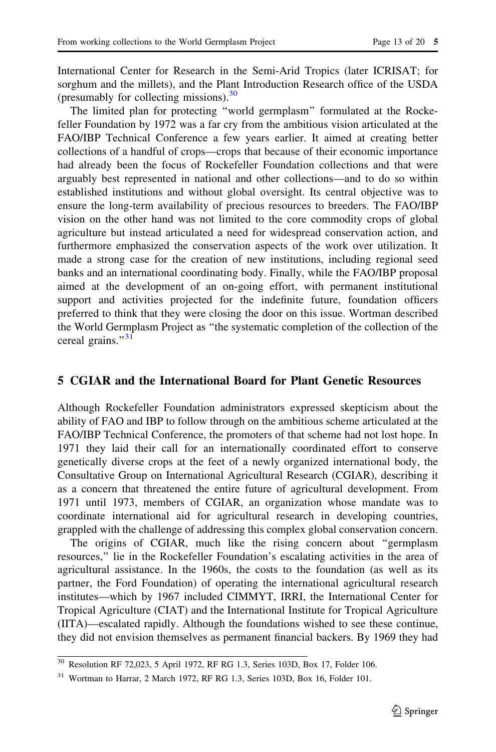International Center for Research in the Semi-Arid Tropics (later ICRISAT; for sorghum and the millets), and the Plant Introduction Research office of the USDA (presumably for collecting missions).[30]

The limited plan for protecting "world germplasm" formulated at the Rockefeller Foundation by 1972 was a far cry from the ambitious vision articulated at the FAO/IBP Technical Conference a few years earlier. It aimed at creating better collections of a handful of crops—crops that because of their economic importance had already been the focus of Rockefeller Foundation collections and that were arguably best represented in national and other collections—and to do so within established institutions and without global oversight. Its central objective was to ensure the long-term availability of precious resources to breeders. The FAO/IBP vision on the other hand was not limited to the core commodity crops of global agriculture but instead articulated a need for widespread conservation action, and furthermore emphasized the conservation aspects of the work over utilization. It made a strong case for the creation of new institutions, including regional seed banks and an international coordinating body. Finally, while the FAO/IBP proposal aimed at the development of an on-going effort, with permanent institutional support and activities projected for the indefinite future, foundation officers preferred to think that they were closing the door on this issue. Wortman described the World Germplasm Project as "the systematic completion of the collection of the cereal grains."[31]

## 5 CGIAR and the International Board for Plant Genetic Resources

Although Rockefeller Foundation administrators expressed skepticism about the ability of FAO and IBP to follow through on the ambitious scheme articulated at the FAO/IBP Technical Conference, the promoters of that scheme had not lost hope. In 1971 they laid their call for an internationally coordinated effort to conserve genetically diverse crops at the feet of a newly organized international body, the Consultative Group on International Agricultural Research (CGIAR), describing it as a concern that threatened the entire future of agricultural development. From 1971 until 1973, members of CGIAR, an organization whose mandate was to coordinate international aid for agricultural research in developing countries, grappled with the challenge of addressing this complex global conservation concern.

The origins of CGIAR, much like the rising concern about "germplasm resources," lie in the Rockefeller Foundation's escalating activities in the area of agricultural assistance. In the 1960s, the costs to the foundation (as well as its partner, the Ford Foundation) of operating the international agricultural research institutes—which by 1967 included CIMMYT, IRRI, the International Center for Tropical Agriculture (CIAT) and the International Institute for Tropical Agriculture (IITA)—escalated rapidly. Although the foundations wished to see these continue, they did not envision themselves as permanent financial backers. By 1969 they had

---

[30] Resolution RF 72,023, 5 April 1972, RF RG 1.3, Series 103D, Box 17, Folder 106.

[31] Wortman to Harrar, 2 March 1972, RF RG 1.3, Series 103D, Box 16, Folder 101.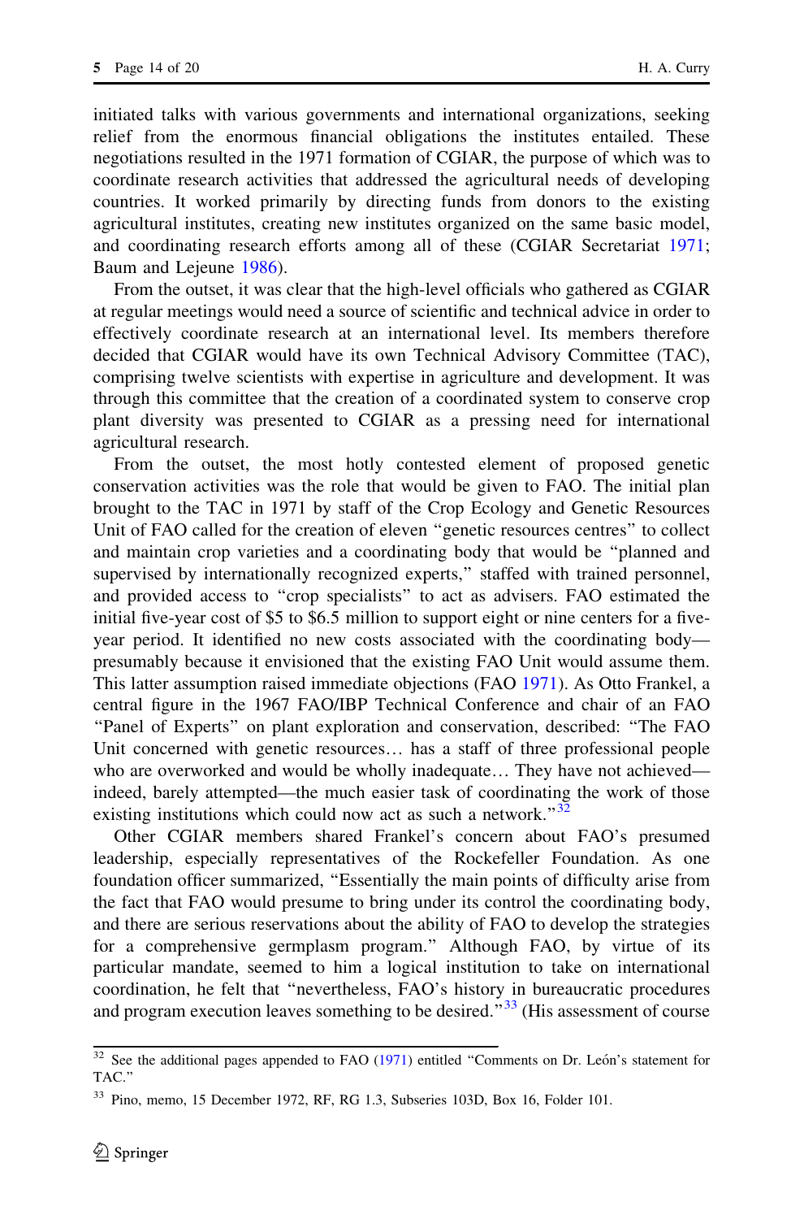initiated talks with various governments and international organizations, seeking relief from the enormous financial obligations the institutes entailed. These negotiations resulted in the 1971 formation of CGIAR, the purpose of which was to coordinate research activities that addressed the agricultural needs of developing countries. It worked primarily by directing funds from donors to the existing agricultural institutes, creating new institutes organized on the same basic model, and coordinating research efforts among all of these (CGIAR Secretariat 1971; Baum and Lejeune 1986).

From the outset, it was clear that the high-level officials who gathered as CGIAR at regular meetings would need a source of scientific and technical advice in order to effectively coordinate research at an international level. Its members therefore decided that CGIAR would have its own Technical Advisory Committee (TAC), comprising twelve scientists with expertise in agriculture and development. It was through this committee that the creation of a coordinated system to conserve crop plant diversity was presented to CGIAR as a pressing need for international agricultural research.

From the outset, the most hotly contested element of proposed genetic conservation activities was the role that would be given to FAO. The initial plan brought to the TAC in 1971 by staff of the Crop Ecology and Genetic Resources Unit of FAO called for the creation of eleven "genetic resources centres" to collect and maintain crop varieties and a coordinating body that would be "planned and supervised by internationally recognized experts," staffed with trained personnel, and provided access to "crop specialists" to act as advisers. FAO estimated the initial five-year cost of $5 to $6.5 million to support eight or nine centers for a five-year period. It identified no new costs associated with the coordinating body—presumably because it envisioned that the existing FAO Unit would assume them. This latter assumption raised immediate objections (FAO 1971). As Otto Frankel, a central figure in the 1967 FAO/IBP Technical Conference and chair of an FAO "Panel of Experts" on plant exploration and conservation, described: "The FAO Unit concerned with genetic resources… has a staff of three professional people who are overworked and would be wholly inadequate… They have not achieved—indeed, barely attempted—the much easier task of coordinating the work of those existing institutions which could now act as such a network."[32]

Other CGIAR members shared Frankel's concern about FAO's presumed leadership, especially representatives of the Rockefeller Foundation. As one foundation officer summarized, "Essentially the main points of difficulty arise from the fact that FAO would presume to bring under its control the coordinating body, and there are serious reservations about the ability of FAO to develop the strategies for a comprehensive germplasm program." Although FAO, by virtue of its particular mandate, seemed to him a logical institution to take on international coordination, he felt that "nevertheless, FAO's history in bureaucratic procedures and program execution leaves something to be desired."[33] (His assessment of course

---

[32] See the additional pages appended to FAO (1971) entitled "Comments on Dr. León's statement for TAC."

[33] Pino, memo, 15 December 1972, RF, RG 1.3, Subseries 103D, Box 16, Folder 101.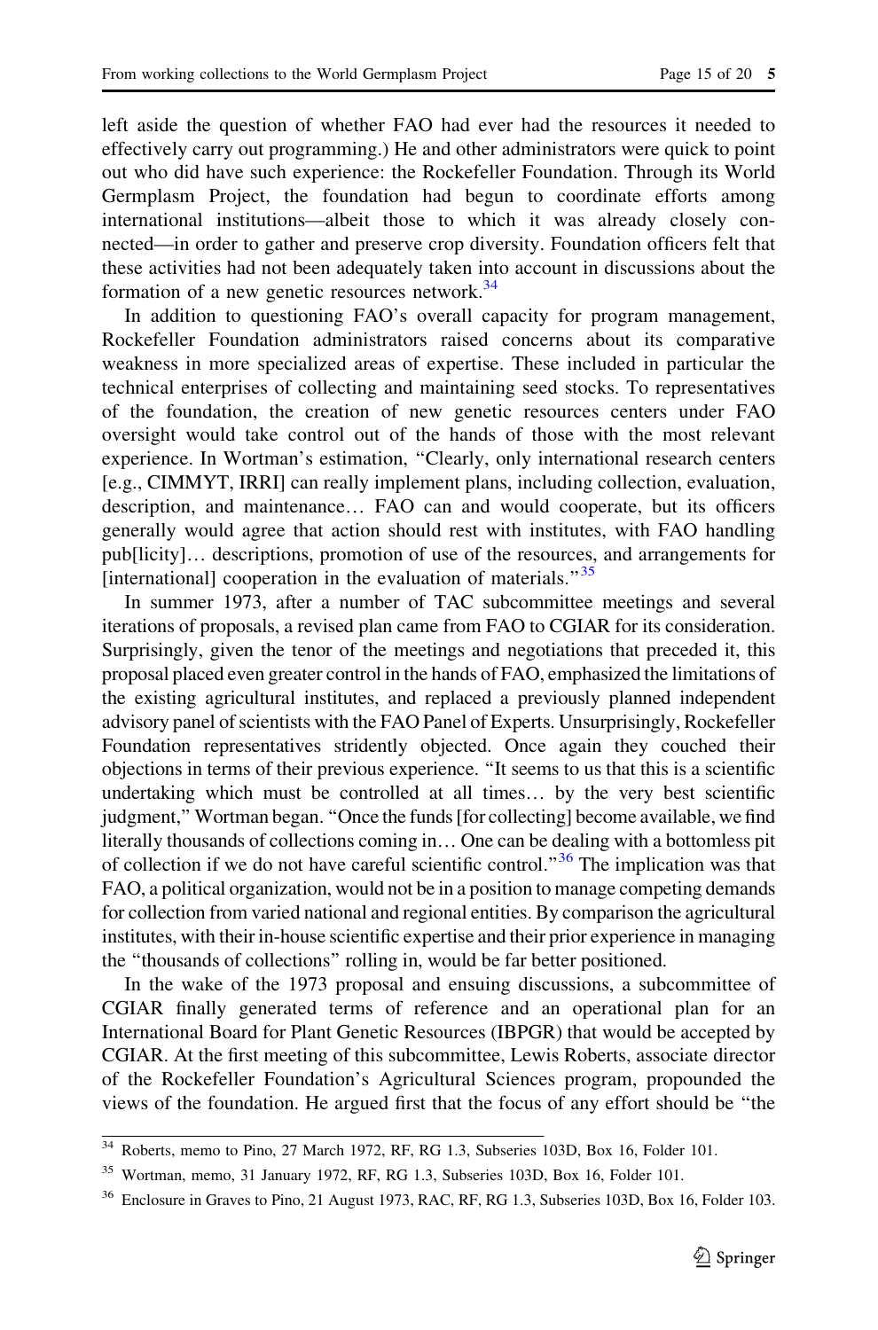left aside the question of whether FAO had ever had the resources it needed to effectively carry out programming.) He and other administrators were quick to point out who did have such experience: the Rockefeller Foundation. Through its World Germplasm Project, the foundation had begun to coordinate efforts among international institutions—albeit those to which it was already closely connected—in order to gather and preserve crop diversity. Foundation officers felt that these activities had not been adequately taken into account in discussions about the formation of a new genetic resources network.[34]

In addition to questioning FAO's overall capacity for program management, Rockefeller Foundation administrators raised concerns about its comparative weakness in more specialized areas of expertise. These included in particular the technical enterprises of collecting and maintaining seed stocks. To representatives of the foundation, the creation of new genetic resources centers under FAO oversight would take control out of the hands of those with the most relevant experience. In Wortman's estimation, "Clearly, only international research centers [e.g., CIMMYT, IRRI] can really implement plans, including collection, evaluation, description, and maintenance… FAO can and would cooperate, but its officers generally would agree that action should rest with institutes, with FAO handling pub[licity]… descriptions, promotion of use of the resources, and arrangements for [international] cooperation in the evaluation of materials."[35]

In summer 1973, after a number of TAC subcommittee meetings and several iterations of proposals, a revised plan came from FAO to CGIAR for its consideration. Surprisingly, given the tenor of the meetings and negotiations that preceded it, this proposal placed even greater control in the hands of FAO, emphasized the limitations of the existing agricultural institutes, and replaced a previously planned independent advisory panel of scientists with the FAO Panel of Experts. Unsurprisingly, Rockefeller Foundation representatives stridently objected. Once again they couched their objections in terms of their previous experience. "It seems to us that this is a scientific undertaking which must be controlled at all times… by the very best scientific judgment," Wortman began. "Once the funds [for collecting] become available, we find literally thousands of collections coming in… One can be dealing with a bottomless pit of collection if we do not have careful scientific control."[36] The implication was that FAO, a political organization, would not be in a position to manage competing demands for collection from varied national and regional entities. By comparison the agricultural institutes, with their in-house scientific expertise and their prior experience in managing the "thousands of collections" rolling in, would be far better positioned.

In the wake of the 1973 proposal and ensuing discussions, a subcommittee of CGIAR finally generated terms of reference and an operational plan for an International Board for Plant Genetic Resources (IBPGR) that would be accepted by CGIAR. At the first meeting of this subcommittee, Lewis Roberts, associate director of the Rockefeller Foundation's Agricultural Sciences program, propounded the views of the foundation. He argued first that the focus of any effort should be "the

[34] Roberts, memo to Pino, 27 March 1972, RF, RG 1.3, Subseries 103D, Box 16, Folder 101.

[35] Wortman, memo, 31 January 1972, RF, RG 1.3, Subseries 103D, Box 16, Folder 101.

[36] Enclosure in Graves to Pino, 21 August 1973, RAC, RF, RG 1.3, Subseries 103D, Box 16, Folder 103.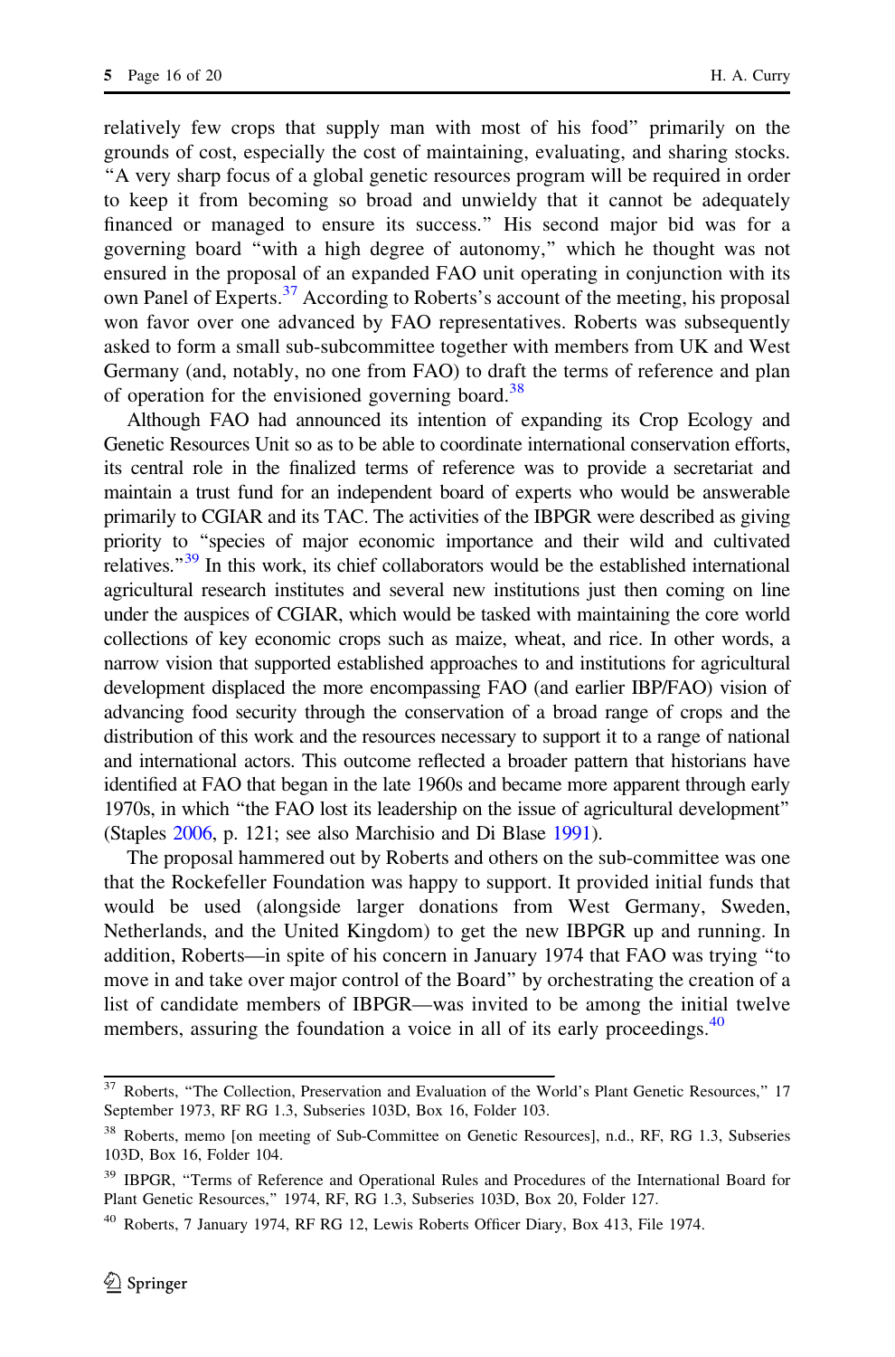relatively few crops that supply man with most of his food" primarily on the grounds of cost, especially the cost of maintaining, evaluating, and sharing stocks. "A very sharp focus of a global genetic resources program will be required in order to keep it from becoming so broad and unwieldy that it cannot be adequately financed or managed to ensure its success." His second major bid was for a governing board "with a high degree of autonomy," which he thought was not ensured in the proposal of an expanded FAO unit operating in conjunction with its own Panel of Experts.[37] According to Roberts's account of the meeting, his proposal won favor over one advanced by FAO representatives. Roberts was subsequently asked to form a small sub-subcommittee together with members from UK and West Germany (and, notably, no one from FAO) to draft the terms of reference and plan of operation for the envisioned governing board.[38]

Although FAO had announced its intention of expanding its Crop Ecology and Genetic Resources Unit so as to be able to coordinate international conservation efforts, its central role in the finalized terms of reference was to provide a secretariat and maintain a trust fund for an independent board of experts who would be answerable primarily to CGIAR and its TAC. The activities of the IBPGR were described as giving priority to "species of major economic importance and their wild and cultivated relatives."[39] In this work, its chief collaborators would be the established international agricultural research institutes and several new institutions just then coming on line under the auspices of CGIAR, which would be tasked with maintaining the core world collections of key economic crops such as maize, wheat, and rice. In other words, a narrow vision that supported established approaches to and institutions for agricultural development displaced the more encompassing FAO (and earlier IBP/FAO) vision of advancing food security through the conservation of a broad range of crops and the distribution of this work and the resources necessary to support it to a range of national and international actors. This outcome reflected a broader pattern that historians have identified at FAO that began in the late 1960s and became more apparent through early 1970s, in which "the FAO lost its leadership on the issue of agricultural development" (Staples 2006, p. 121; see also Marchisio and Di Blase 1991).

The proposal hammered out by Roberts and others on the sub-committee was one that the Rockefeller Foundation was happy to support. It provided initial funds that would be used (alongside larger donations from West Germany, Sweden, Netherlands, and the United Kingdom) to get the new IBPGR up and running. In addition, Roberts—in spite of his concern in January 1974 that FAO was trying "to move in and take over major control of the Board" by orchestrating the creation of a list of candidate members of IBPGR—was invited to be among the initial twelve members, assuring the foundation a voice in all of its early proceedings.[40]

---

[37] Roberts, "The Collection, Preservation and Evaluation of the World's Plant Genetic Resources," 17 September 1973, RF RG 1.3, Subseries 103D, Box 16, Folder 103.

[38] Roberts, memo [on meeting of Sub-Committee on Genetic Resources], n.d., RF, RG 1.3, Subseries 103D, Box 16, Folder 104.

[39] IBPGR, "Terms of Reference and Operational Rules and Procedures of the International Board for Plant Genetic Resources," 1974, RF, RG 1.3, Subseries 103D, Box 20, Folder 127.

[40] Roberts, 7 January 1974, RF RG 12, Lewis Roberts Officer Diary, Box 413, File 1974.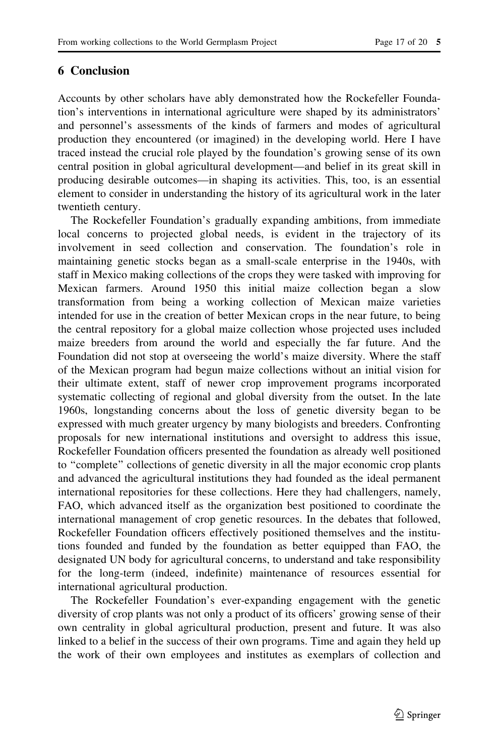## 6 Conclusion

Accounts by other scholars have ably demonstrated how the Rockefeller Foundation's interventions in international agriculture were shaped by its administrators' and personnel's assessments of the kinds of farmers and modes of agricultural production they encountered (or imagined) in the developing world. Here I have traced instead the crucial role played by the foundation's growing sense of its own central position in global agricultural development—and belief in its great skill in producing desirable outcomes—in shaping its activities. This, too, is an essential element to consider in understanding the history of its agricultural work in the later twentieth century.

The Rockefeller Foundation's gradually expanding ambitions, from immediate local concerns to projected global needs, is evident in the trajectory of its involvement in seed collection and conservation. The foundation's role in maintaining genetic stocks began as a small-scale enterprise in the 1940s, with staff in Mexico making collections of the crops they were tasked with improving for Mexican farmers. Around 1950 this initial maize collection began a slow transformation from being a working collection of Mexican maize varieties intended for use in the creation of better Mexican crops in the near future, to being the central repository for a global maize collection whose projected uses included maize breeders from around the world and especially the far future. And the Foundation did not stop at overseeing the world's maize diversity. Where the staff of the Mexican program had begun maize collections without an initial vision for their ultimate extent, staff of newer crop improvement programs incorporated systematic collecting of regional and global diversity from the outset. In the late 1960s, longstanding concerns about the loss of genetic diversity began to be expressed with much greater urgency by many biologists and breeders. Confronting proposals for new international institutions and oversight to address this issue, Rockefeller Foundation officers presented the foundation as already well positioned to "complete" collections of genetic diversity in all the major economic crop plants and advanced the agricultural institutions they had founded as the ideal permanent international repositories for these collections. Here they had challengers, namely, FAO, which advanced itself as the organization best positioned to coordinate the international management of crop genetic resources. In the debates that followed, Rockefeller Foundation officers effectively positioned themselves and the institutions founded and funded by the foundation as better equipped than FAO, the designated UN body for agricultural concerns, to understand and take responsibility for the long-term (indeed, indefinite) maintenance of resources essential for international agricultural production.

The Rockefeller Foundation's ever-expanding engagement with the genetic diversity of crop plants was not only a product of its officers' growing sense of their own centrality in global agricultural production, present and future. It was also linked to a belief in the success of their own programs. Time and again they held up the work of their own employees and institutes as exemplars of collection and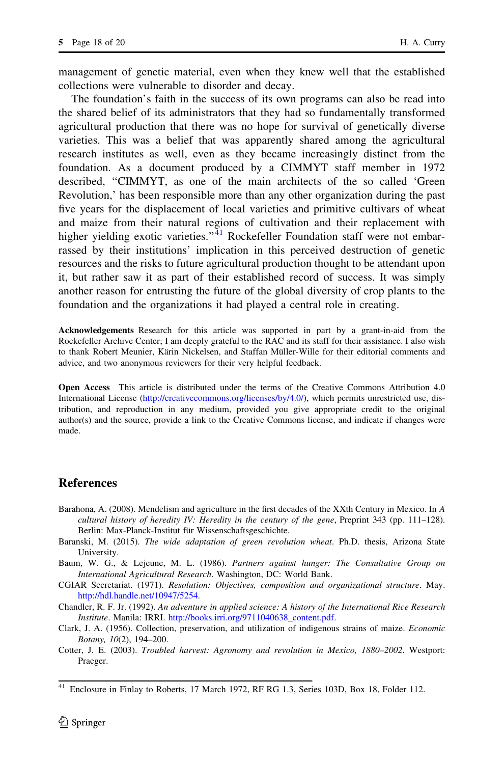management of genetic material, even when they knew well that the established collections were vulnerable to disorder and decay.

The foundation's faith in the success of its own programs can also be read into the shared belief of its administrators that they had so fundamentally transformed agricultural production that there was no hope for survival of genetically diverse varieties. This was a belief that was apparently shared among the agricultural research institutes as well, even as they became increasingly distinct from the foundation. As a document produced by a CIMMYT staff member in 1972 described, "CIMMYT, as one of the main architects of the so called 'Green Revolution,' has been responsible more than any other organization during the past five years for the displacement of local varieties and primitive cultivars of wheat and maize from their natural regions of cultivation and their replacement with higher yielding exotic varieties."[41] Rockefeller Foundation staff were not embarrassed by their institutions' implication in this perceived destruction of genetic resources and the risks to future agricultural production thought to be attendant upon it, but rather saw it as part of their established record of success. It was simply another reason for entrusting the future of the global diversity of crop plants to the foundation and the organizations it had played a central role in creating.

**Acknowledgements** Research for this article was supported in part by a grant-in-aid from the Rockefeller Archive Center; I am deeply grateful to the RAC and its staff for their assistance. I also wish to thank Robert Meunier, Kärin Nickelsen, and Staffan Müller-Wille for their editorial comments and advice, and two anonymous reviewers for their very helpful feedback.

**Open Access** This article is distributed under the terms of the Creative Commons Attribution 4.0 International License (http://creativecommons.org/licenses/by/4.0/), which permits unrestricted use, distribution, and reproduction in any medium, provided you give appropriate credit to the original author(s) and the source, provide a link to the Creative Commons license, and indicate if changes were made.

## References

Barahona, A. (2008). Mendelism and agriculture in the first decades of the XXth Century in Mexico. In *A cultural history of heredity IV: Heredity in the century of the gene*, Preprint 343 (pp. 111–128). Berlin: Max-Planck-Institut für Wissenschaftsgeschichte.

Baranski, M. (2015). *The wide adaptation of green revolution wheat*. Ph.D. thesis, Arizona State University.

Baum, W. G., & Lejeune, M. L. (1986). *Partners against hunger: The Consultative Group on International Agricultural Research*. Washington, DC: World Bank.

CGIAR Secretariat. (1971). *Resolution: Objectives, composition and organizational structure*. May. http://hdl.handle.net/10947/5254.

Chandler, R. F. Jr. (1992). *An adventure in applied science: A history of the International Rice Research Institute*. Manila: IRRI. http://books.irri.org/9711040638_content.pdf.

Clark, J. A. (1956). Collection, preservation, and utilization of indigenous strains of maize. *Economic Botany, 10*(2), 194–200.

Cotter, J. E. (2003). *Troubled harvest: Agronomy and revolution in Mexico, 1880–2002*. Westport: Praeger.

[41] Enclosure in Finlay to Roberts, 17 March 1972, RF RG 1.3, Series 103D, Box 18, Folder 112.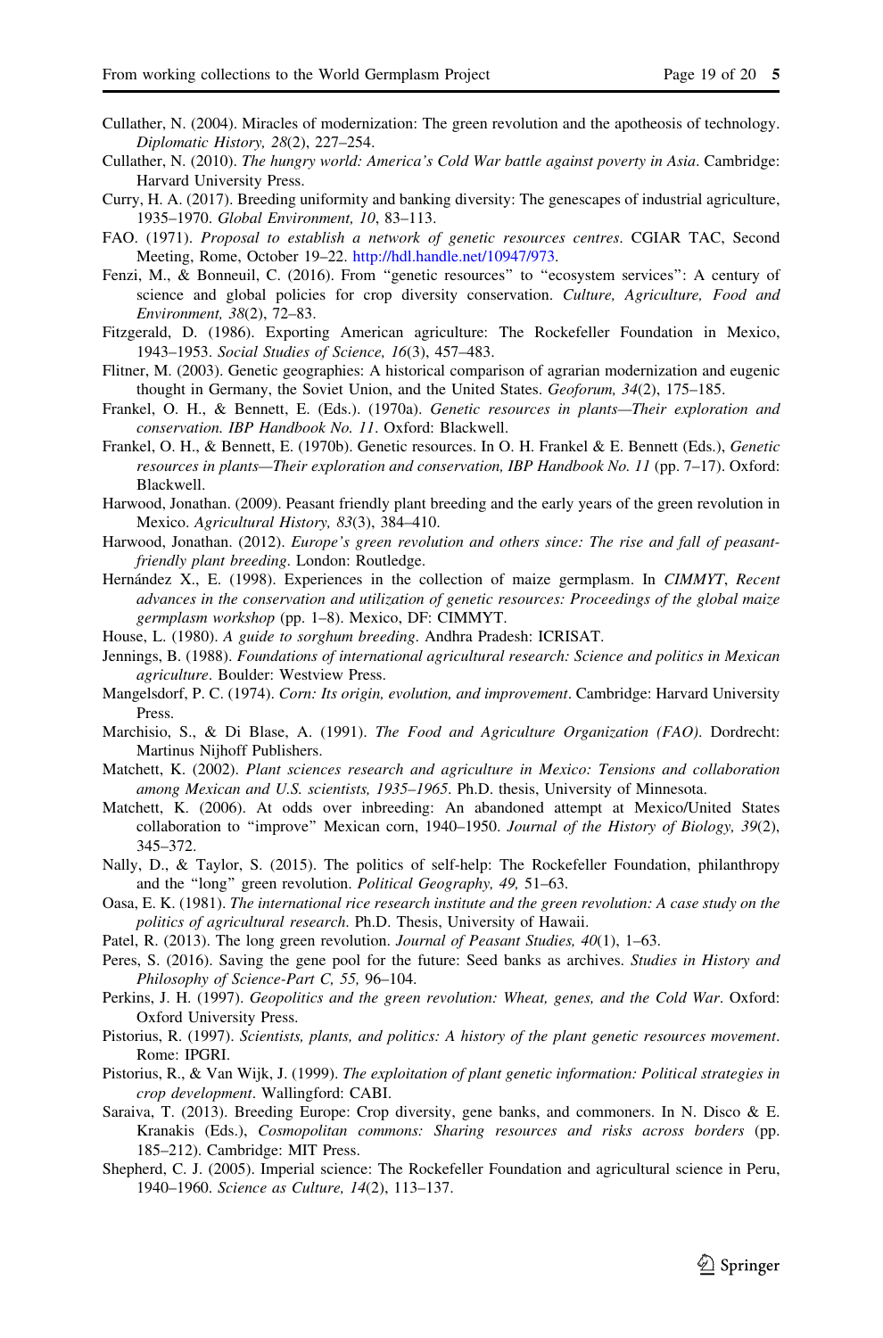Cullather, N. (2004). Miracles of modernization: The green revolution and the apotheosis of technology. *Diplomatic History, 28*(2), 227–254.

Cullather, N. (2010). *The hungry world: America's Cold War battle against poverty in Asia*. Cambridge: Harvard University Press.

Curry, H. A. (2017). Breeding uniformity and banking diversity: The genescapes of industrial agriculture, 1935–1970. *Global Environment, 10*, 83–113.

FAO. (1971). *Proposal to establish a network of genetic resources centres*. CGIAR TAC, Second Meeting, Rome, October 19–22. http://hdl.handle.net/10947/973.

Fenzi, M., & Bonneuil, C. (2016). From "genetic resources" to "ecosystem services": A century of science and global policies for crop diversity conservation. *Culture, Agriculture, Food and Environment, 38*(2), 72–83.

Fitzgerald, D. (1986). Exporting American agriculture: The Rockefeller Foundation in Mexico, 1943–1953. *Social Studies of Science, 16*(3), 457–483.

Flitner, M. (2003). Genetic geographies: A historical comparison of agrarian modernization and eugenic thought in Germany, the Soviet Union, and the United States. *Geoforum, 34*(2), 175–185.

Frankel, O. H., & Bennett, E. (Eds.). (1970a). *Genetic resources in plants—Their exploration and conservation. IBP Handbook No. 11*. Oxford: Blackwell.

Frankel, O. H., & Bennett, E. (1970b). Genetic resources. In O. H. Frankel & E. Bennett (Eds.), *Genetic resources in plants—Their exploration and conservation, IBP Handbook No. 11* (pp. 7–17). Oxford: Blackwell.

Harwood, Jonathan. (2009). Peasant friendly plant breeding and the early years of the green revolution in Mexico. *Agricultural History, 83*(3), 384–410.

Harwood, Jonathan. (2012). *Europe's green revolution and others since: The rise and fall of peasant-friendly plant breeding*. London: Routledge.

Hernández X., E. (1998). Experiences in the collection of maize germplasm. In *CIMMYT*, *Recent advances in the conservation and utilization of genetic resources: Proceedings of the global maize germplasm workshop* (pp. 1–8). Mexico, DF: CIMMYT.

House, L. (1980). *A guide to sorghum breeding*. Andhra Pradesh: ICRISAT.

Jennings, B. (1988). *Foundations of international agricultural research: Science and politics in Mexican agriculture*. Boulder: Westview Press.

Mangelsdorf, P. C. (1974). *Corn: Its origin, evolution, and improvement*. Cambridge: Harvard University Press.

Marchisio, S., & Di Blase, A. (1991). *The Food and Agriculture Organization (FAO)*. Dordrecht: Martinus Nijhoff Publishers.

Matchett, K. (2002). *Plant sciences research and agriculture in Mexico: Tensions and collaboration among Mexican and U.S. scientists, 1935–1965*. Ph.D. thesis, University of Minnesota.

Matchett, K. (2006). At odds over inbreeding: An abandoned attempt at Mexico/United States collaboration to "improve" Mexican corn, 1940–1950. *Journal of the History of Biology, 39*(2), 345–372.

Nally, D., & Taylor, S. (2015). The politics of self-help: The Rockefeller Foundation, philanthropy and the "long" green revolution. *Political Geography, 49*, 51–63.

Oasa, E. K. (1981). *The international rice research institute and the green revolution: A case study on the politics of agricultural research*. Ph.D. Thesis, University of Hawaii.

Patel, R. (2013). The long green revolution. *Journal of Peasant Studies, 40*(1), 1–63.

Peres, S. (2016). Saving the gene pool for the future: Seed banks as archives. *Studies in History and Philosophy of Science-Part C, 55*, 96–104.

Perkins, J. H. (1997). *Geopolitics and the green revolution: Wheat, genes, and the Cold War*. Oxford: Oxford University Press.

Pistorius, R. (1997). *Scientists, plants, and politics: A history of the plant genetic resources movement*. Rome: IPGRI.

Pistorius, R., & Van Wijk, J. (1999). *The exploitation of plant genetic information: Political strategies in crop development*. Wallingford: CABI.

Saraiva, T. (2013). Breeding Europe: Crop diversity, gene banks, and commoners. In N. Disco & E. Kranakis (Eds.), *Cosmopolitan commons: Sharing resources and risks across borders* (pp. 185–212). Cambridge: MIT Press.

Shepherd, C. J. (2005). Imperial science: The Rockefeller Foundation and agricultural science in Peru, 1940–1960. *Science as Culture, 14*(2), 113–137.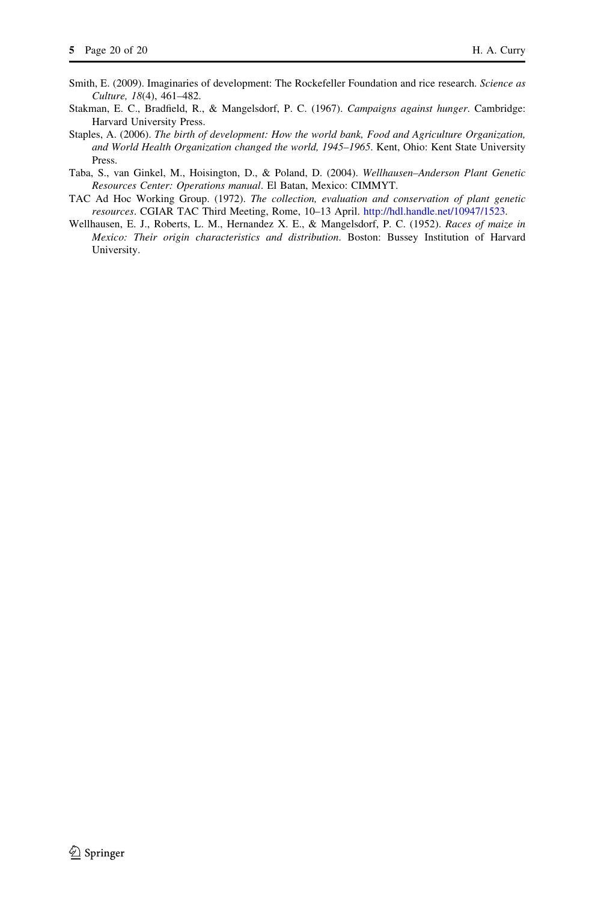Smith, E. (2009). Imaginaries of development: The Rockefeller Foundation and rice research. *Science as Culture, 18*(4), 461–482.

Stakman, E. C., Bradfield, R., & Mangelsdorf, P. C. (1967). *Campaigns against hunger*. Cambridge: Harvard University Press.

Staples, A. (2006). *The birth of development: How the world bank, Food and Agriculture Organization, and World Health Organization changed the world, 1945–1965*. Kent, Ohio: Kent State University Press.

Taba, S., van Ginkel, M., Hoisington, D., & Poland, D. (2004). *Wellhausen–Anderson Plant Genetic Resources Center: Operations manual*. El Batan, Mexico: CIMMYT.

TAC Ad Hoc Working Group. (1972). *The collection, evaluation and conservation of plant genetic resources*. CGIAR TAC Third Meeting, Rome, 10–13 April. http://hdl.handle.net/10947/1523.

Wellhausen, E. J., Roberts, L. M., Hernandez X. E., & Mangelsdorf, P. C. (1952). *Races of maize in Mexico: Their origin characteristics and distribution*. Boston: Bussey Institution of Harvard University.